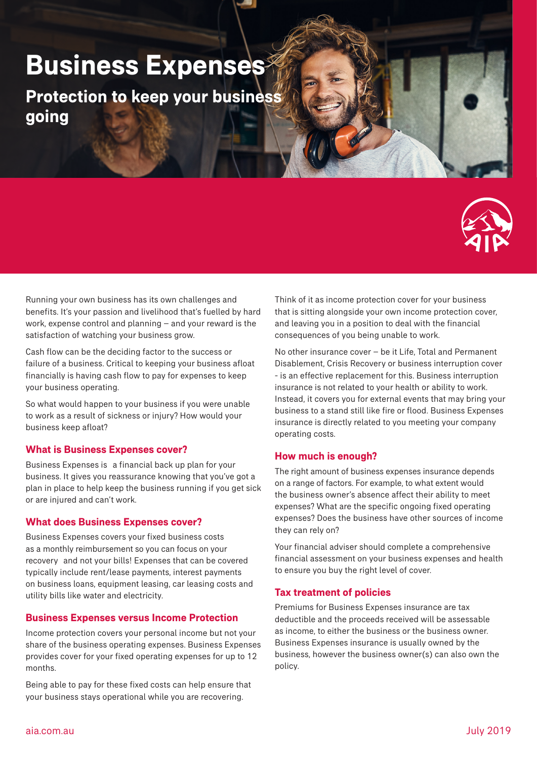# Business Expenses

## Protection to keep your business going

Running your own business has its own challenges and benefits. It's your passion and livelihood that's fuelled by hard work, expense control and planning – and your reward is the satisfaction of watching your business grow.

Cash flow can be the deciding factor to the success or failure of a business. Critical to keeping your business afloat financially is having cash flow to pay for expenses to keep your business operating.

So what would happen to your business if you were unable to work as a result of sickness or injury? How would your business keep afloat?

### What is Business Expenses cover?

Business Expenses is a financial back up plan for your business. It gives you reassurance knowing that you've got a plan in place to help keep the business running if you get sick or are injured and can't work.

### What does Business Expenses cover?

Business Expenses covers your fixed business costs as a monthly reimbursement so you can focus on your recovery and not your bills! Expenses that can be covered typically include rent/lease payments, interest payments on business loans, equipment leasing, car leasing costs and utility bills like water and electricity.

### Business Expenses versus Income Protection

Income protection covers your personal income but not your share of the business operating expenses. Business Expenses provides cover for your fixed operating expenses for up to 12 months.

Being able to pay for these fixed costs can help ensure that your business stays operational while you are recovering.

Think of it as income protection cover for your business that is sitting alongside your own income protection cover, and leaving you in a position to deal with the financial consequences of you being unable to work.

No other insurance cover – be it Life, Total and Permanent Disablement, Crisis Recovery or business interruption cover - is an effective replacement for this. Business interruption insurance is not related to your health or ability to work. Instead, it covers you for external events that may bring your business to a stand still like fire or flood. Business Expenses insurance is directly related to you meeting your company operating costs.

### How much is enough?

The right amount of business expenses insurance depends on a range of factors. For example, to what extent would the business owner's absence affect their ability to meet expenses? What are the specific ongoing fixed operating expenses? Does the business have other sources of income they can rely on?

Your financial adviser should complete a comprehensive financial assessment on your business expenses and health to ensure you buy the right level of cover.

### Tax treatment of policies

Premiums for Business Expenses insurance are tax deductible and the proceeds received will be assessable as income, to either the business or the business owner. Business Expenses insurance is usually owned by the business, however the business owner(s) can also own the policy.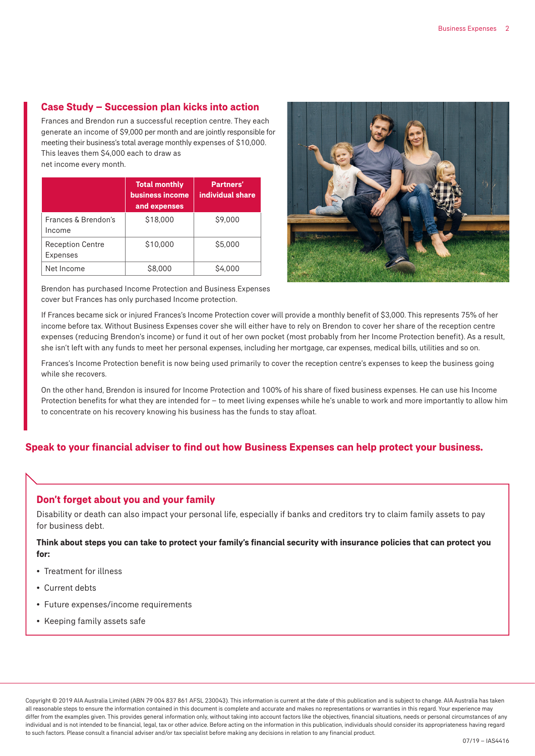## Case Study – Succession plan kicks into action

Frances and Brendon run a successful reception centre. They each generate an income of $9,000 per month and are jointly responsible for meeting their business's total average monthly expenses of $10,000. This leaves them $4,000 each to draw as net income every month.

| | Total monthly business income and expenses | Partners' individual share |
|---|---|---|
| Frances & Brendon's Income | $18,000 | $9,000 |
| Reception Centre Expenses | $10,000 | $5,000 |
| Net Income | $8,000 | $4,000 |

Brendon has purchased Income Protection and Business Expenses cover but Frances has only purchased Income protection.

If Frances became sick or injured Frances's Income Protection cover will provide a monthly benefit of $3,000. This represents 75% of her income before tax. Without Business Expenses cover she will either have to rely on Brendon to cover her share of the reception centre expenses (reducing Brendon's income) or fund it out of her own pocket (most probably from her Income Protection benefit). As a result, she isn't left with any funds to meet her personal expenses, including her mortgage, car expenses, medical bills, utilities and so on.

Frances's Income Protection benefit is now being used primarily to cover the reception centre's expenses to keep the business going while she recovers.

On the other hand, Brendon is insured for Income Protection and 100% of his share of fixed business expenses. He can use his Income Protection benefits for what they are intended for – to meet living expenses while he's unable to work and more importantly to allow him to concentrate on his recovery knowing his business has the funds to stay afloat.

**Speak to your financial adviser to find out how Business Expenses can help protect your business.**

## Don't forget about you and your family

Disability or death can also impact your personal life, especially if banks and creditors try to claim family assets to pay for business debt.

**Think about steps you can take to protect your family's financial security with insurance policies that can protect you for:**

- Treatment for illness
- Current debts
- Future expenses/income requirements
- Keeping family assets safe

Copyright © 2019 AIA Australia Limited (ABN 79 004 837 861 AFSL 230043). This information is current at the date of this publication and is subject to change. AIA Australia has taken all reasonable steps to ensure the information contained in this document is complete and accurate and makes no representations or warranties in this regard. Your experience may differ from the examples given. This provides general information only, without taking into account factors like the objectives, financial situations, needs or personal circumstances of any individual and is not intended to be financial, legal, tax or other advice. Before acting on the information in this publication, individuals should consider its appropriateness having regard to such factors. Please consult a financial adviser and/or tax specialist before making any decisions in relation to any financial product.

07/19 – IAS4416